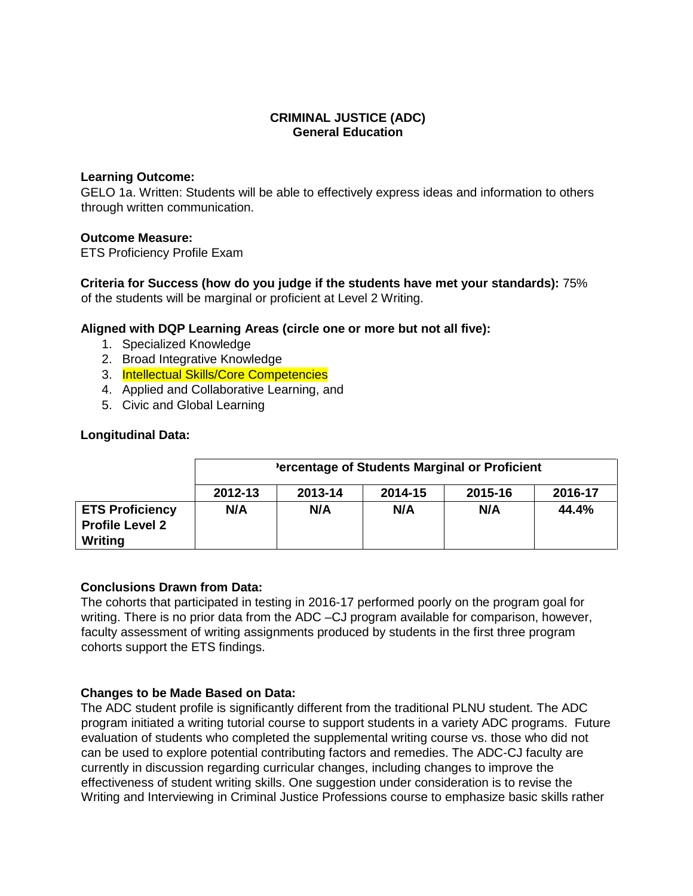**CRIMINAL JUSTICE (ADC)**
**General Education**

**Learning Outcome:**
GELO 1a. Written: Students will be able to effectively express ideas and information to others through written communication.

**Outcome Measure:**
ETS Proficiency Profile Exam

**Criteria for Success (how do you judge if the students have met your standards):** 75% of the students will be marginal or proficient at Level 2 Writing.

**Aligned with DQP Learning Areas (circle one or more but not all five):**

1. Specialized Knowledge
2. Broad Integrative Knowledge
3. Intellectual Skills/Core Competencies
4. Applied and Collaborative Learning, and
5. Civic and Global Learning

**Longitudinal Data:**

| | Percentage of Students Marginal or Proficient | | | | |
|---|---|---|---|---|---|
| | **2012-13** | **2013-14** | **2014-15** | **2015-16** | **2016-17** |
| **ETS Proficiency Profile Level 2 Writing** | **N/A** | **N/A** | **N/A** | **N/A** | **44.4%** |

**Conclusions Drawn from Data:**
The cohorts that participated in testing in 2016-17 performed poorly on the program goal for writing. There is no prior data from the ADC –CJ program available for comparison, however, faculty assessment of writing assignments produced by students in the first three program cohorts support the ETS findings.

**Changes to be Made Based on Data:**
The ADC student profile is significantly different from the traditional PLNU student. The ADC program initiated a writing tutorial course to support students in a variety ADC programs. Future evaluation of students who completed the supplemental writing course vs. those who did not can be used to explore potential contributing factors and remedies. The ADC-CJ faculty are currently in discussion regarding curricular changes, including changes to improve the effectiveness of student writing skills. One suggestion under consideration is to revise the Writing and Interviewing in Criminal Justice Professions course to emphasize basic skills rather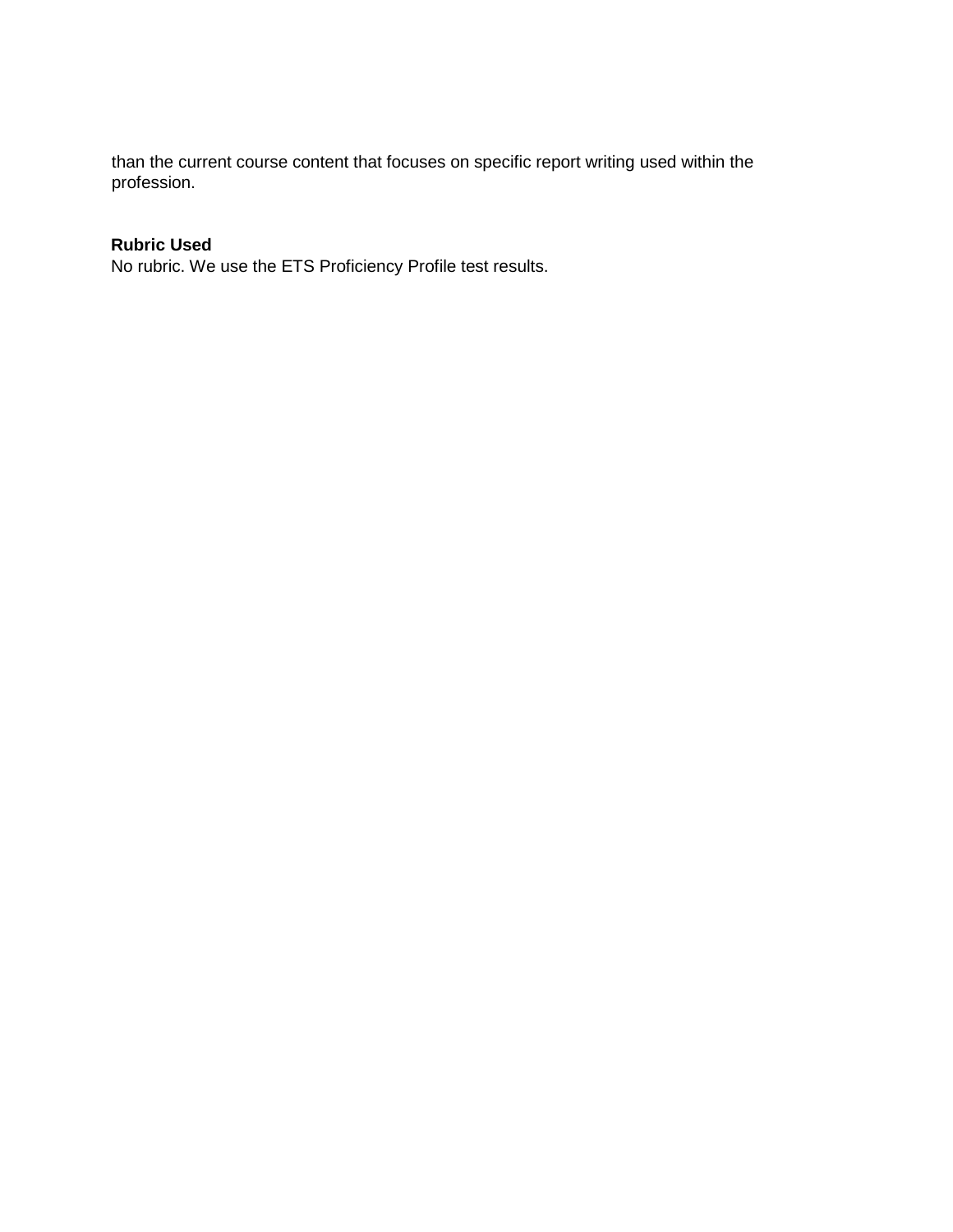than the current course content that focuses on specific report writing used within the profession.

**Rubric Used**

No rubric. We use the ETS Proficiency Profile test results.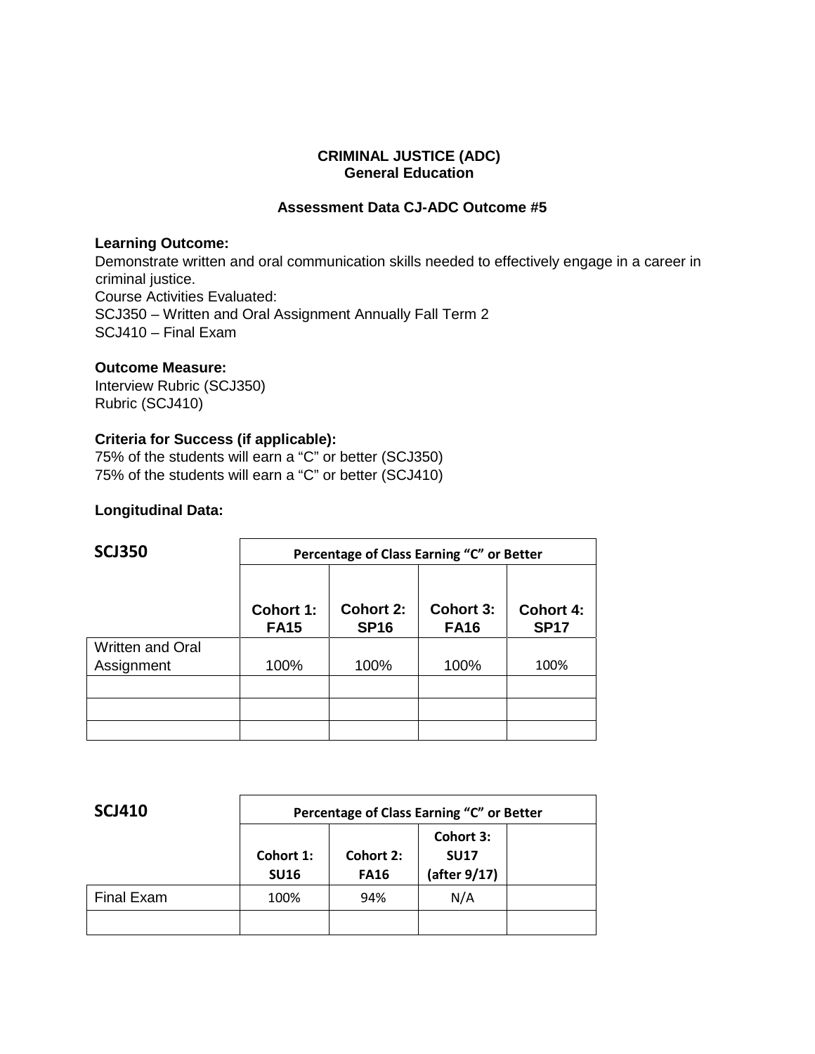**CRIMINAL JUSTICE (ADC)**
**General Education**

**Assessment Data CJ-ADC Outcome #5**

**Learning Outcome:**
Demonstrate written and oral communication skills needed to effectively engage in a career in criminal justice.
Course Activities Evaluated:
SCJ350 – Written and Oral Assignment Annually Fall Term 2
SCJ410 – Final Exam

**Outcome Measure:**
Interview Rubric (SCJ350)
Rubric (SCJ410)

**Criteria for Success (if applicable):**
75% of the students will earn a "C" or better (SCJ350)
75% of the students will earn a "C" or better (SCJ410)

**Longitudinal Data:**

| **SCJ350** | **Percentage of Class Earning "C" or Better** | | | |
|---|---|---|---|---|
| | **Cohort 1: FA15** | **Cohort 2: SP16** | **Cohort 3: FA16** | **Cohort 4: SP17** |
| Written and Oral Assignment | 100% | 100% | 100% | 100% |
| | | | | |
| | | | | |
| | | | | |

| **SCJ410** | **Percentage of Class Earning "C" or Better** | | | |
|---|---|---|---|---|
| | **Cohort 1: SU16** | **Cohort 2: FA16** | **Cohort 3: SU17 (after 9/17)** | |
| Final Exam | 100% | 94% | N/A | |
| | | | | |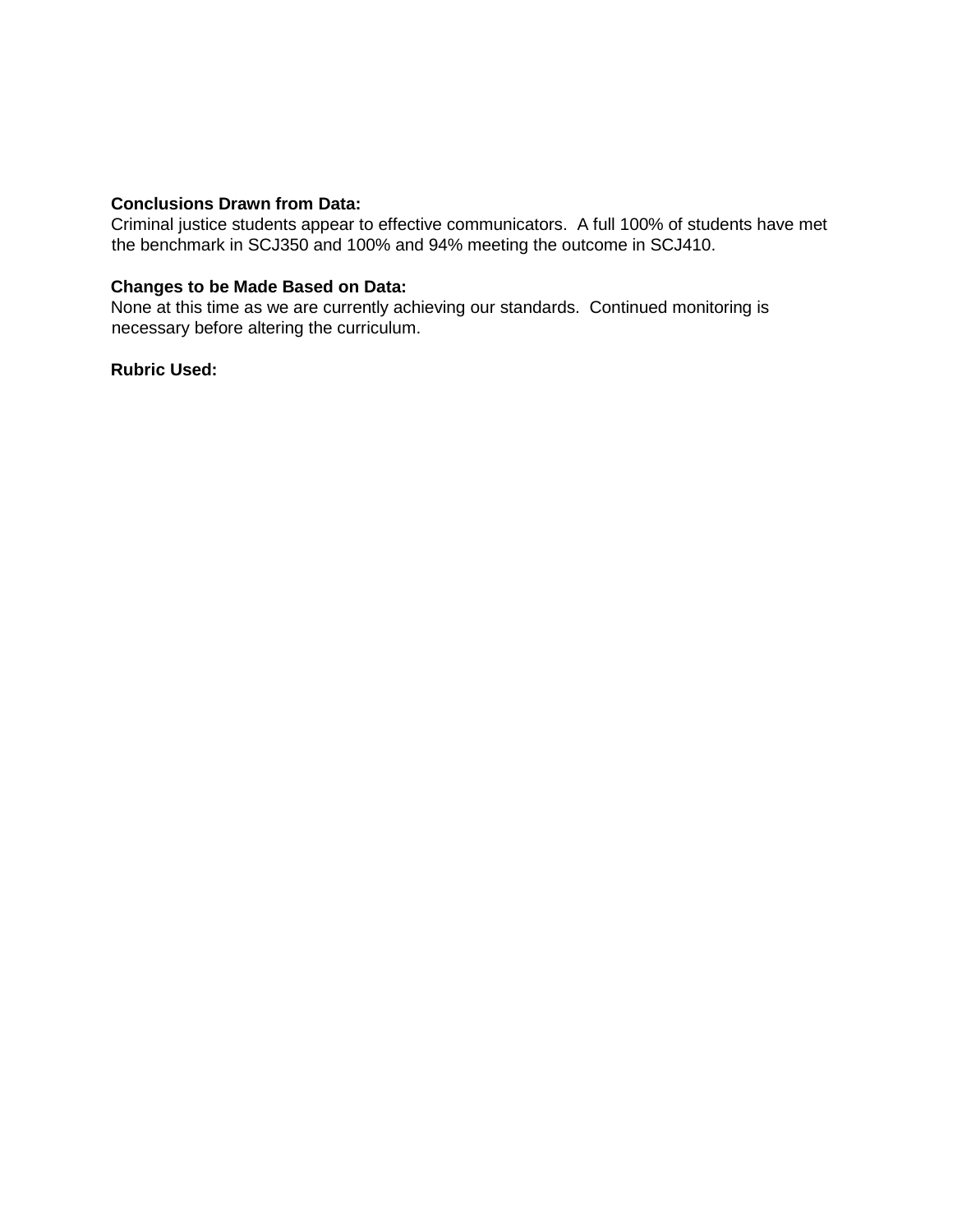**Conclusions Drawn from Data:**
Criminal justice students appear to effective communicators. A full 100% of students have met the benchmark in SCJ350 and 100% and 94% meeting the outcome in SCJ410.

**Changes to be Made Based on Data:**
None at this time as we are currently achieving our standards. Continued monitoring is necessary before altering the curriculum.

**Rubric Used:**